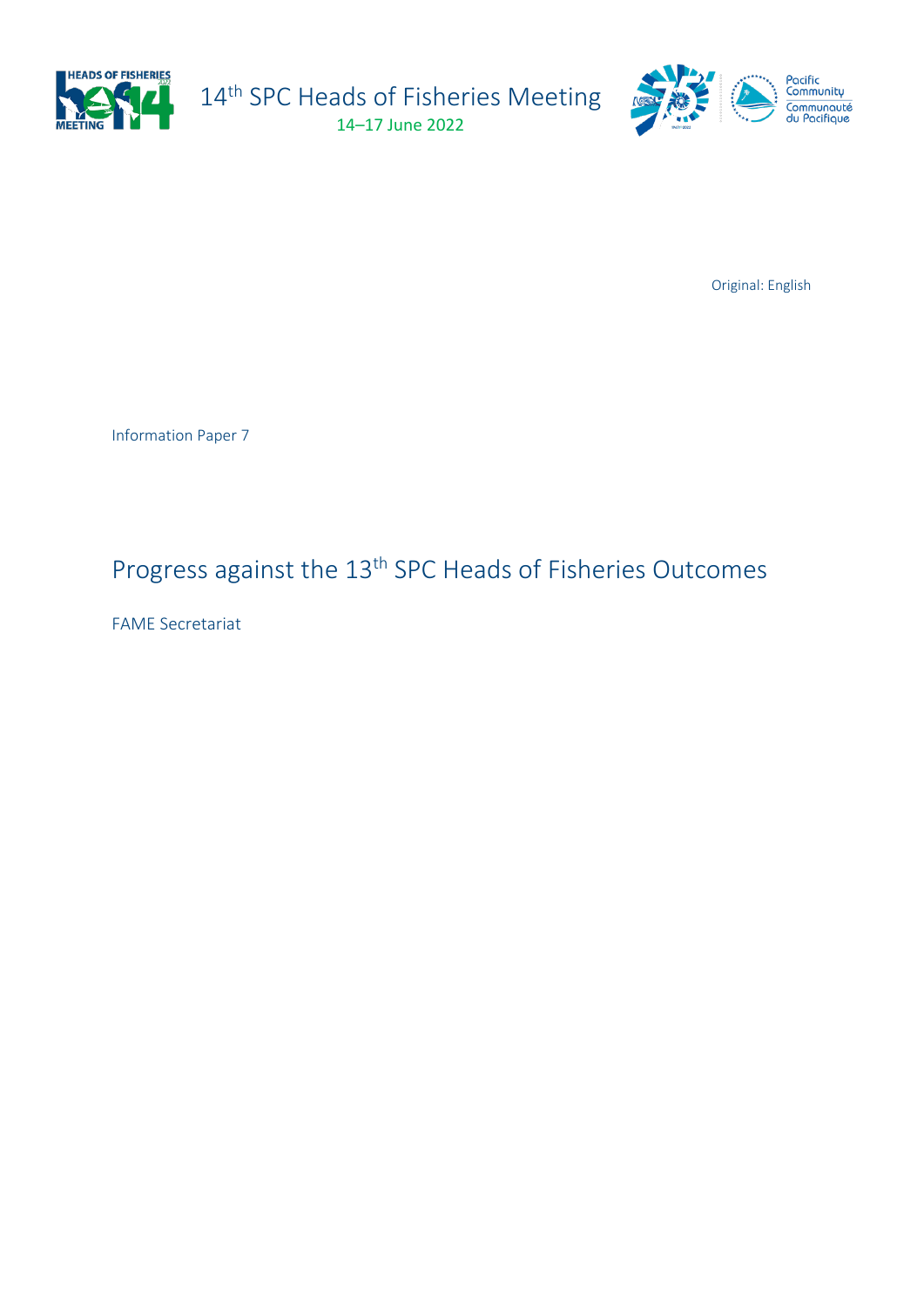14th SPC Heads of Fisheries Meeting

14–17 June 2022

Original: English

Information Paper 7

# Progress against the 13th SPC Heads of Fisheries Outcomes

FAME Secretariat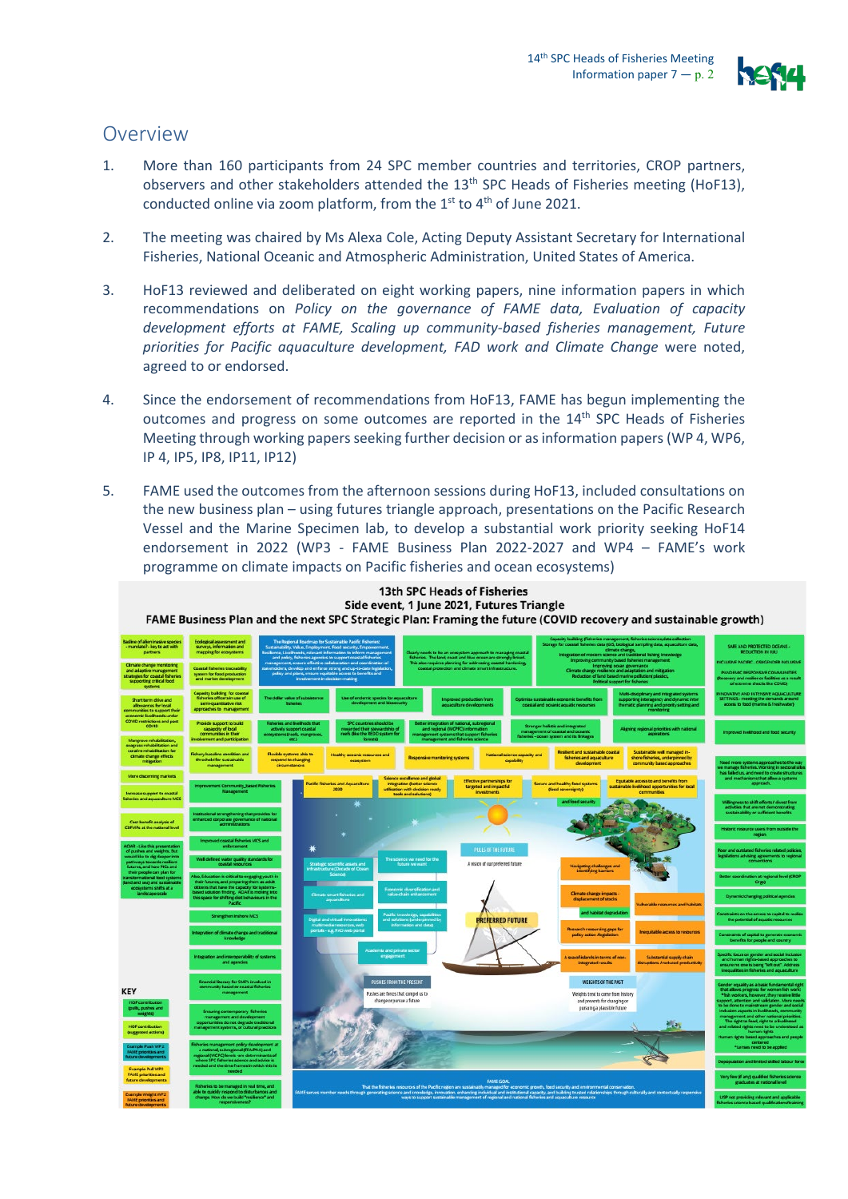## Overview

1. More than 160 participants from 24 SPC member countries and territories, CROP partners, observers and other stakeholders attended the 13[th] SPC Heads of Fisheries meeting (HoF13), conducted online via zoom platform, from the 1[st] to 4[th] of June 2021.

2. The meeting was chaired by Ms Alexa Cole, Acting Deputy Assistant Secretary for International Fisheries, National Oceanic and Atmospheric Administration, United States of America.

3. HoF13 reviewed and deliberated on eight working papers, nine information papers in which recommendations on *Policy on the governance of FAME data, Evaluation of capacity development efforts at FAME, Scaling up community-based fisheries management, Future priorities for Pacific aquaculture development, FAD work and Climate Change* were noted, agreed to or endorsed.

4. Since the endorsement of recommendations from HoF13, FAME has begun implementing the outcomes and progress on some outcomes are reported in the 14[th] SPC Heads of Fisheries Meeting through working papers seeking further decision or as information papers (WP 4, WP6, IP 4, IP5, IP8, IP11, IP12)

5. FAME used the outcomes from the afternoon sessions during HoF13, included consultations on the new business plan – using futures triangle approach, presentations on the Pacific Research Vessel and the Marine Specimen lab, to develop a substantial work priority seeking HoF14 endorsement in 2022 (WP3 - FAME Business Plan 2022-2027 and WP4 – FAME's work programme on climate impacts on Pacific fisheries and ocean ecosystems)

**13th SPC Heads of Fisheries**
**Side event, 1 June 2021, Futures Triangle**
**FAME Business Plan and the next SPC Strategic Plan: Framing the future (COVID recovery and sustainable growth)**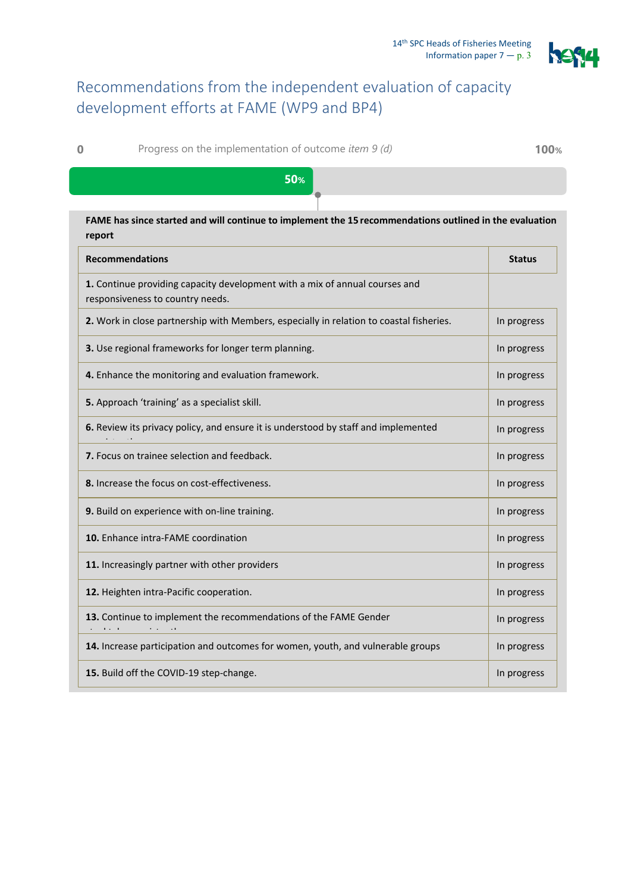## Recommendations from the independent evaluation of capacity development efforts at FAME (WP9 and BP4)

0 Progress on the implementation of outcome *item 9 (d)* 100%

50%

**FAME has since started and will continue to implement the 15 recommendations outlined in the evaluation report**

| **Recommendations** | **Status** |
|---|---|
| **1.** Continue providing capacity development with a mix of annual courses and responsiveness to country needs. | |
| **2.** Work in close partnership with Members, especially in relation to coastal fisheries. | In progress |
| **3.** Use regional frameworks for longer term planning. | In progress |
| **4.** Enhance the monitoring and evaluation framework. | In progress |
| **5.** Approach 'training' as a specialist skill. | In progress |
| **6.** Review its privacy policy, and ensure it is understood by staff and implemented | In progress |
| **7.** Focus on trainee selection and feedback. | In progress |
| **8.** Increase the focus on cost-effectiveness. | In progress |
| **9.** Build on experience with on-line training. | In progress |
| **10.** Enhance intra-FAME coordination | In progress |
| **11.** Increasingly partner with other providers | In progress |
| **12.** Heighten intra-Pacific cooperation. | In progress |
| **13.** Continue to implement the recommendations of the FAME Gender | In progress |
| **14.** Increase participation and outcomes for women, youth, and vulnerable groups | In progress |
| **15.** Build off the COVID-19 step-change. | In progress |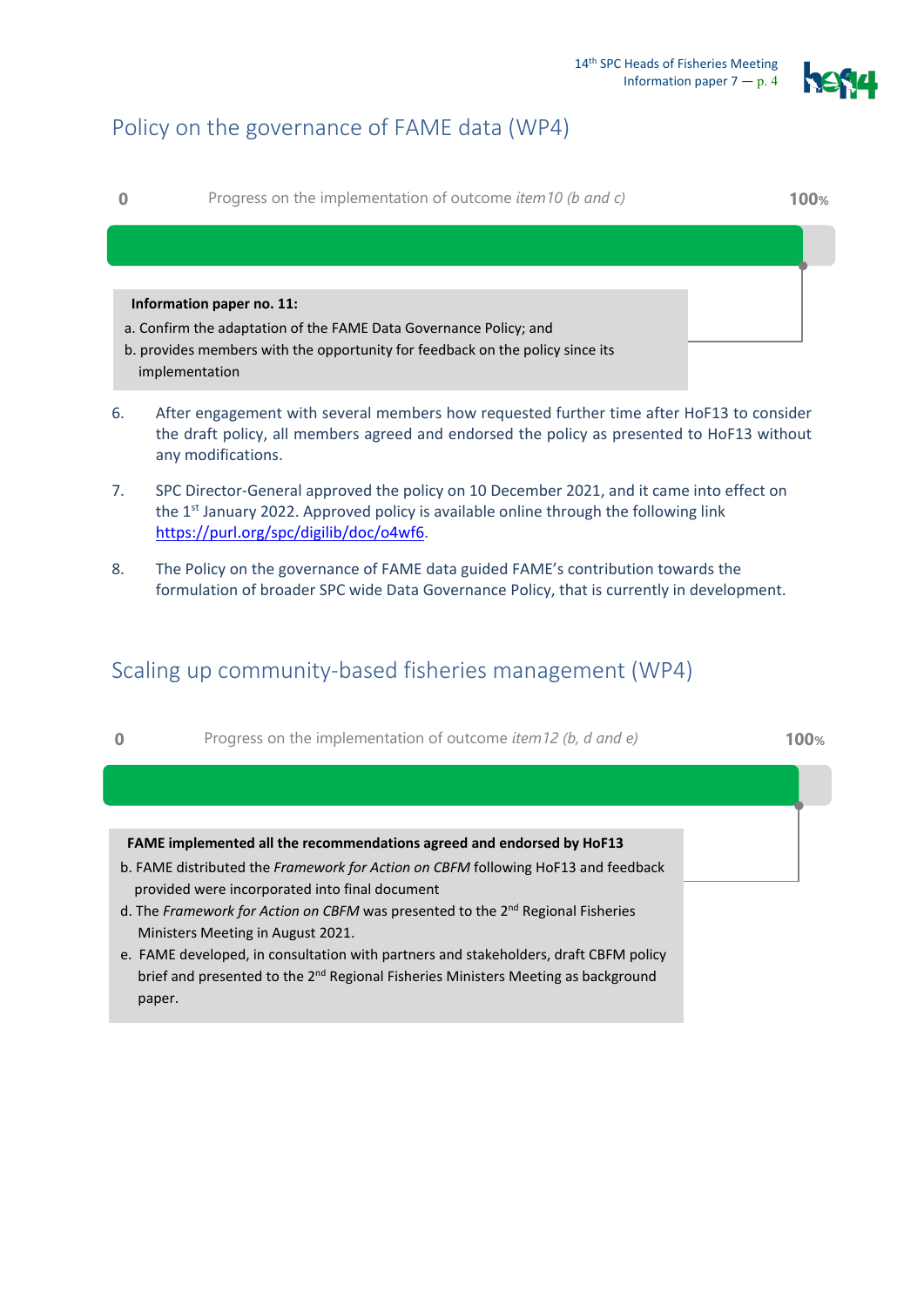## Policy on the governance of FAME data (WP4)

0 Progress on the implementation of outcome *item10 (b and c)* 100%

**Information paper no. 11:**

a. Confirm the adaptation of the FAME Data Governance Policy; and
b. provides members with the opportunity for feedback on the policy since its implementation

6. After engagement with several members how requested further time after HoF13 to consider the draft policy, all members agreed and endorsed the policy as presented to HoF13 without any modifications.

7. SPC Director-General approved the policy on 10 December 2021, and it came into effect on the 1st January 2022. Approved policy is available online through the following link https://purl.org/spc/digilib/doc/o4wf6.

8. The Policy on the governance of FAME data guided FAME's contribution towards the formulation of broader SPC wide Data Governance Policy, that is currently in development.

## Scaling up community-based fisheries management (WP4)

0 Progress on the implementation of outcome *item12 (b, d and e)* 100%

**FAME implemented all the recommendations agreed and endorsed by HoF13**

b. FAME distributed the *Framework for Action on CBFM* following HoF13 and feedback provided were incorporated into final document
d. The *Framework for Action on CBFM* was presented to the 2nd Regional Fisheries Ministers Meeting in August 2021.
e. FAME developed, in consultation with partners and stakeholders, draft CBFM policy brief and presented to the 2nd Regional Fisheries Ministers Meeting as background paper.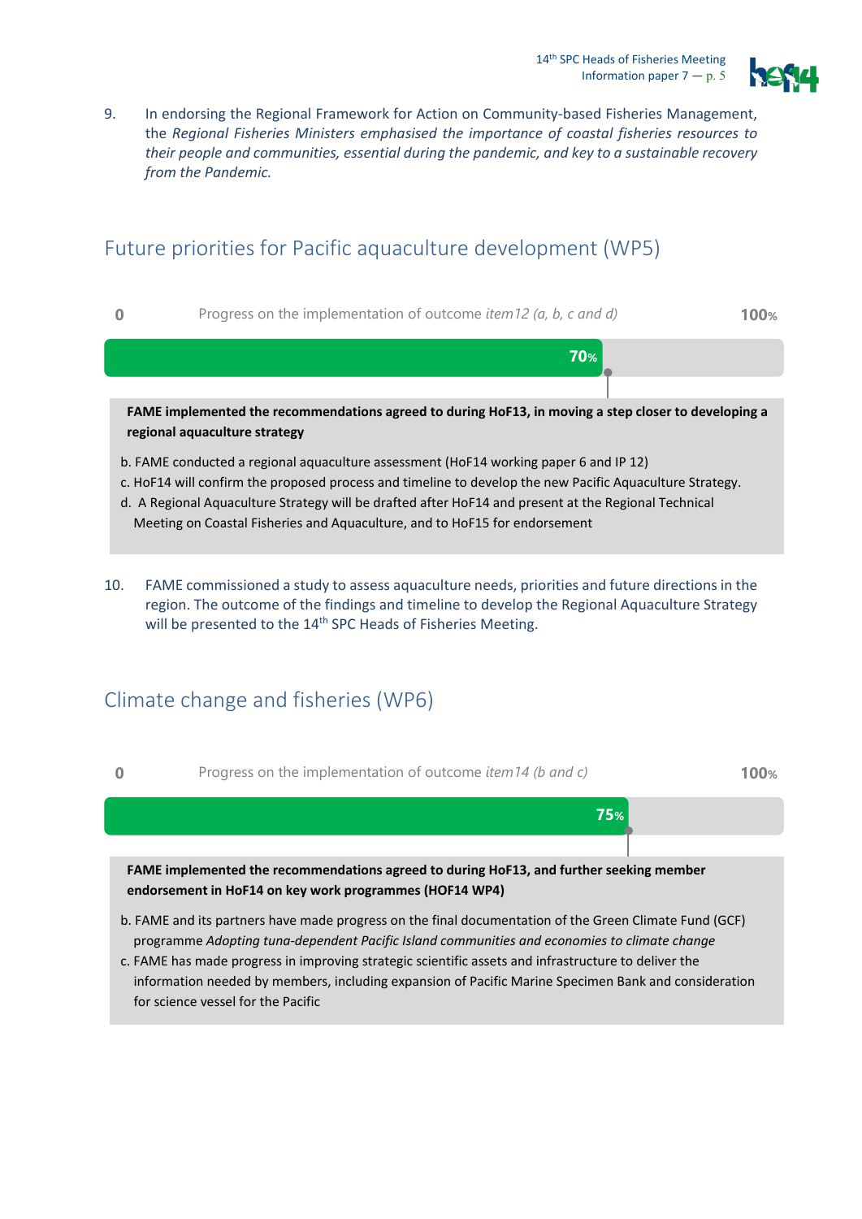9. In endorsing the Regional Framework for Action on Community-based Fisheries Management, the *Regional Fisheries Ministers emphasised the importance of coastal fisheries resources to their people and communities, essential during the pandemic, and key to a sustainable recovery from the Pandemic.*

## Future priorities for Pacific aquaculture development (WP5)

0 Progress on the implementation of outcome *item12 (a, b, c and d)* 100%

70%

**FAME implemented the recommendations agreed to during HoF13, in moving a step closer to developing a regional aquaculture strategy**

b. FAME conducted a regional aquaculture assessment (HoF14 working paper 6 and IP 12)
c. HoF14 will confirm the proposed process and timeline to develop the new Pacific Aquaculture Strategy.
d. A Regional Aquaculture Strategy will be drafted after HoF14 and present at the Regional Technical Meeting on Coastal Fisheries and Aquaculture, and to HoF15 for endorsement

10. FAME commissioned a study to assess aquaculture needs, priorities and future directions in the region. The outcome of the findings and timeline to develop the Regional Aquaculture Strategy will be presented to the 14th SPC Heads of Fisheries Meeting.

## Climate change and fisheries (WP6)

0 Progress on the implementation of outcome *item14 (b and c)* 100%

75%

**FAME implemented the recommendations agreed to during HoF13, and further seeking member endorsement in HoF14 on key work programmes (HOF14 WP4)**

b. FAME and its partners have made progress on the final documentation of the Green Climate Fund (GCF) programme *Adopting tuna-dependent Pacific Island communities and economies to climate change*
c. FAME has made progress in improving strategic scientific assets and infrastructure to deliver the information needed by members, including expansion of Pacific Marine Specimen Bank and consideration for science vessel for the Pacific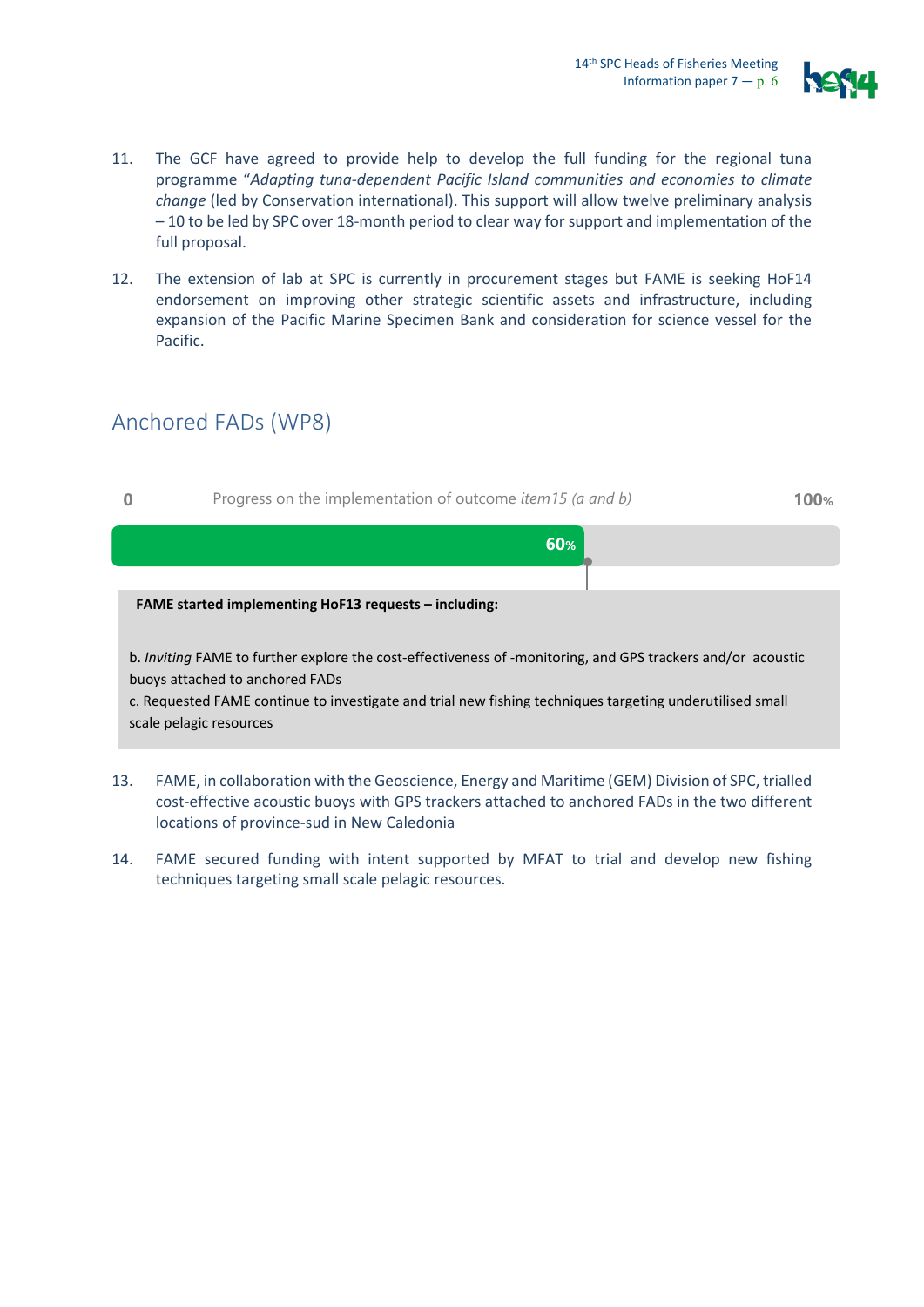11. The GCF have agreed to provide help to develop the full funding for the regional tuna programme "*Adapting tuna-dependent Pacific Island communities and economies to climate change* (led by Conservation international). This support will allow twelve preliminary analysis – 10 to be led by SPC over 18-month period to clear way for support and implementation of the full proposal.

12. The extension of lab at SPC is currently in procurement stages but FAME is seeking HoF14 endorsement on improving other strategic scientific assets and infrastructure, including expansion of the Pacific Marine Specimen Bank and consideration for science vessel for the Pacific.

## Anchored FADs (WP8)

0 Progress on the implementation of outcome *item15 (a and b)* 100%

60%

**FAME started implementing HoF13 requests – including:**

b. *Inviting* FAME to further explore the cost-effectiveness of -monitoring, and GPS trackers and/or acoustic buoys attached to anchored FADs

c. Requested FAME continue to investigate and trial new fishing techniques targeting underutilised small scale pelagic resources

13. FAME, in collaboration with the Geoscience, Energy and Maritime (GEM) Division of SPC, trialled cost-effective acoustic buoys with GPS trackers attached to anchored FADs in the two different locations of province-sud in New Caledonia

14. FAME secured funding with intent supported by MFAT to trial and develop new fishing techniques targeting small scale pelagic resources.